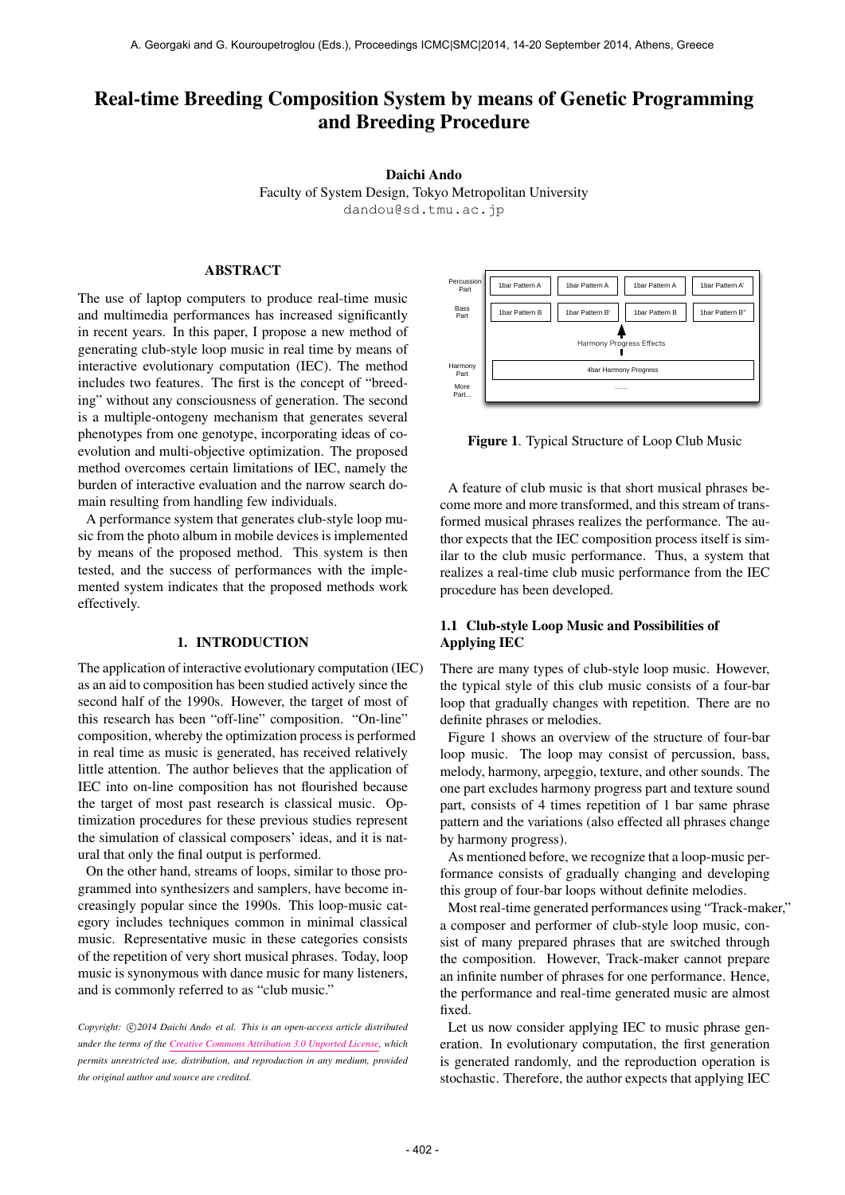# Real-time Breeding Composition System by means of Genetic Programming and Breeding Procedure

**Daichi Ando**
Faculty of System Design, Tokyo Metropolitan University
dandou@sd.tmu.ac.jp

## ABSTRACT

The use of laptop computers to produce real-time music and multimedia performances has increased significantly in recent years. In this paper, I propose a new method of generating club-style loop music in real time by means of interactive evolutionary computation (IEC). The method includes two features. The first is the concept of "breeding" without any consciousness of generation. The second is a multiple-ontogeny mechanism that generates several phenotypes from one genotype, incorporating ideas of co-evolution and multi-objective optimization. The proposed method overcomes certain limitations of IEC, namely the burden of interactive evaluation and the narrow search domain resulting from handling few individuals.

A performance system that generates club-style loop music from the photo album in mobile devices is implemented by means of the proposed method. This system is then tested, and the success of performances with the implemented system indicates that the proposed methods work effectively.

## 1. INTRODUCTION

The application of interactive evolutionary computation (IEC) as an aid to composition has been studied actively since the second half of the 1990s. However, the target of most of this research has been "off-line" composition. "On-line" composition, whereby the optimization process is performed in real time as music is generated, has received relatively little attention. The author believes that the application of IEC into on-line composition has not flourished because the target of most past research is classical music. Optimization procedures for these previous studies represent the simulation of classical composers' ideas, and it is natural that only the final output is performed.

On the other hand, streams of loops, similar to those programmed into synthesizers and samplers, have become increasingly popular since the 1990s. This loop-music category includes techniques common in minimal classical music. Representative music in these categories consists of the repetition of very short musical phrases. Today, loop music is synonymous with dance music for many listeners, and is commonly referred to as "club music."

*Copyright: ©2014 Daichi Ando et al. This is an open-access article distributed under the terms of the Creative Commons Attribution 3.0 Unported License, which permits unrestricted use, distribution, and reproduction in any medium, provided the original author and source are credited.*

| | | | | |
|---|---|---|---|---|
| Percussion Part | 1bar Pattern A | 1bar Pattern A | 1bar Pattern A | 1bar Pattern A' |
| Bass Part | 1bar Pattern B | 1bar Pattern B' | 1bar Pattern B | 1bar Pattern B'' |
| | Harmony Progress Effects | | | |
| Harmony Part | 4bar Harmony Progress | | | |
| More Part... | ...... | | | |

**Figure 1**. Typical Structure of Loop Club Music

A feature of club music is that short musical phrases become more and more transformed, and this stream of transformed musical phrases realizes the performance. The author expects that the IEC composition process itself is similar to the club music performance. Thus, a system that realizes a real-time club music performance from the IEC procedure has been developed.

### 1.1 Club-style Loop Music and Possibilities of Applying IEC

There are many types of club-style loop music. However, the typical style of this club music consists of a four-bar loop that gradually changes with repetition. There are no definite phrases or melodies.

Figure 1 shows an overview of the structure of four-bar loop music. The loop may consist of percussion, bass, melody, harmony, arpeggio, texture, and other sounds. The one part excludes harmony progress part and texture sound part, consists of 4 times repetition of 1 bar same phrase pattern and the variations (also effected all phrases change by harmony progress).

As mentioned before, we recognize that a loop-music performance consists of gradually changing and developing this group of four-bar loops without definite melodies.

Most real-time generated performances using "Track-maker," a composer and performer of club-style loop music, consist of many prepared phrases that are switched through the composition. However, Track-maker cannot prepare an infinite number of phrases for one performance. Hence, the performance and real-time generated music are almost fixed.

Let us now consider applying IEC to music phrase generation. In evolutionary computation, the first generation is generated randomly, and the reproduction operation is stochastic. Therefore, the author expects that applying IEC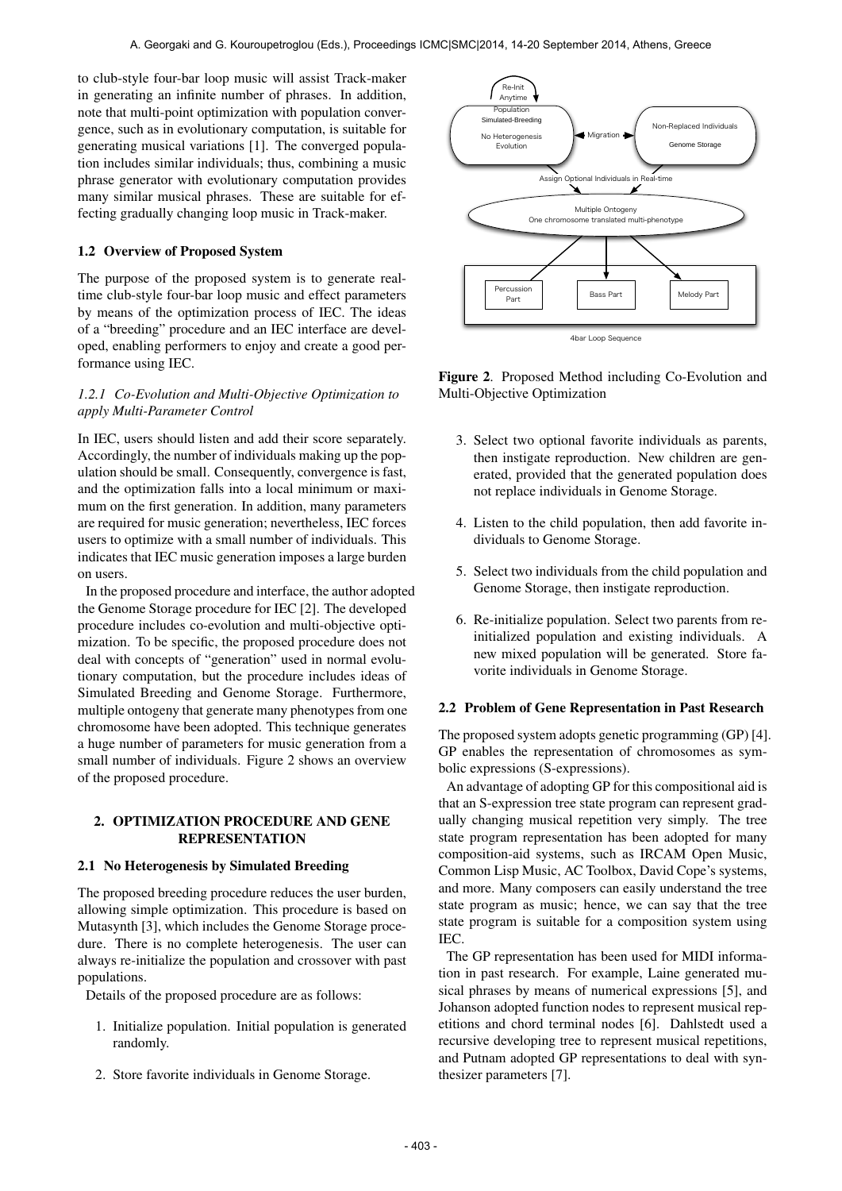to club-style four-bar loop music will assist Track-maker in generating an infinite number of phrases. In addition, note that multi-point optimization with population convergence, such as in evolutionary computation, is suitable for generating musical variations [1]. The converged population includes similar individuals; thus, combining a music phrase generator with evolutionary computation provides many similar musical phrases. These are suitable for effecting gradually changing loop music in Track-maker.

### 1.2 Overview of Proposed System

The purpose of the proposed system is to generate real-time club-style four-bar loop music and effect parameters by means of the optimization process of IEC. The ideas of a "breeding" procedure and an IEC interface are developed, enabling performers to enjoy and create a good performance using IEC.

#### *1.2.1 Co-Evolution and Multi-Objective Optimization to apply Multi-Parameter Control*

In IEC, users should listen and add their score separately. Accordingly, the number of individuals making up the population should be small. Consequently, convergence is fast, and the optimization falls into a local minimum or maximum on the first generation. In addition, many parameters are required for music generation; nevertheless, IEC forces users to optimize with a small number of individuals. This indicates that IEC music generation imposes a large burden on users.

In the proposed procedure and interface, the author adopted the Genome Storage procedure for IEC [2]. The developed procedure includes co-evolution and multi-objective optimization. To be specific, the proposed procedure does not deal with concepts of "generation" used in normal evolutionary computation, but the procedure includes ideas of Simulated Breeding and Genome Storage. Furthermore, multiple ontogeny that generate many phenotypes from one chromosome have been adopted. This technique generates a huge number of parameters for music generation from a small number of individuals. Figure 2 shows an overview of the proposed procedure.

**Figure 2**. Proposed Method including Co-Evolution and Multi-Objective Optimization

## 2. OPTIMIZATION PROCEDURE AND GENE REPRESENTATION

### 2.1 No Heterogenesis by Simulated Breeding

The proposed breeding procedure reduces the user burden, allowing simple optimization. This procedure is based on Mutasynth [3], which includes the Genome Storage procedure. There is no complete heterogenesis. The user can always re-initialize the population and crossover with past populations.

Details of the proposed procedure are as follows:

1. Initialize population. Initial population is generated randomly.
2. Store favorite individuals in Genome Storage.
3. Select two optional favorite individuals as parents, then instigate reproduction. New children are generated, provided that the generated population does not replace individuals in Genome Storage.
4. Listen to the child population, then add favorite individuals to Genome Storage.
5. Select two individuals from the child population and Genome Storage, then instigate reproduction.
6. Re-initialize population. Select two parents from re-initialized population and existing individuals. A new mixed population will be generated. Store favorite individuals in Genome Storage.

### 2.2 Problem of Gene Representation in Past Research

The proposed system adopts genetic programming (GP) [4]. GP enables the representation of chromosomes as symbolic expressions (S-expressions).

An advantage of adopting GP for this compositional aid is that an S-expression tree state program can represent gradually changing musical repetition very simply. The tree state program representation has been adopted for many composition-aid systems, such as IRCAM Open Music, Common Lisp Music, AC Toolbox, David Cope's systems, and more. Many composers can easily understand the tree state program as music; hence, we can say that the tree state program is suitable for a composition system using IEC.

The GP representation has been used for MIDI information in past research. For example, Laine generated musical phrases by means of numerical expressions [5], and Johanson adopted function nodes to represent musical repetitions and chord terminal nodes [6]. Dahlstedt used a recursive developing tree to represent musical repetitions, and Putnam adopted GP representations to deal with synthesizer parameters [7].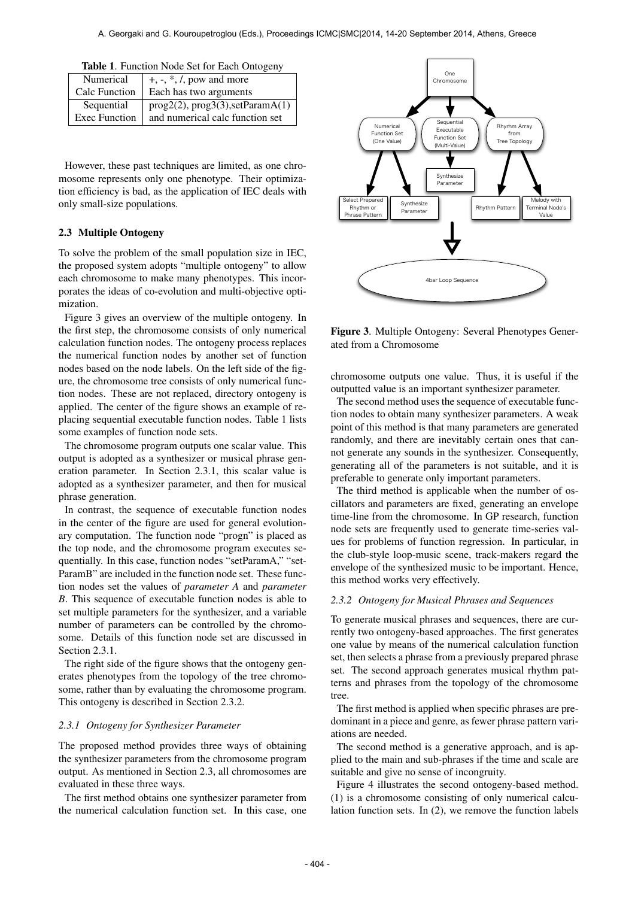**Table 1**. Function Node Set for Each Ontogeny

| Numerical | +, -, *, /, pow and more |
|---|---|
| Calc Function | Each has two arguments |
| Sequential | prog2(2), prog3(3),setParamA(1) |
| Exec Function | and numerical calc function set |

However, these past techniques are limited, as one chromosome represents only one phenotype. Their optimization efficiency is bad, as the application of IEC deals with only small-size populations.

### 2.3 Multiple Ontogeny

To solve the problem of the small population size in IEC, the proposed system adopts "multiple ontogeny" to allow each chromosome to make many phenotypes. This incorporates the ideas of co-evolution and multi-objective optimization.

Figure 3 gives an overview of the multiple ontogeny. In the first step, the chromosome consists of only numerical calculation function nodes. The ontogeny process replaces the numerical function nodes by another set of function nodes based on the node labels. On the left side of the figure, the chromosome tree consists of only numerical function nodes. These are not replaced, directory ontogeny is applied. The center of the figure shows an example of replacing sequential executable function nodes. Table 1 lists some examples of function node sets.

The chromosome program outputs one scalar value. This output is adopted as a synthesizer or musical phrase generation parameter. In Section 2.3.1, this scalar value is adopted as a synthesizer parameter, and then for musical phrase generation.

In contrast, the sequence of executable function nodes in the center of the figure are used for general evolutionary computation. The function node "progn" is placed as the top node, and the chromosome program executes sequentially. In this case, function nodes "setParamA," "setParamB" are included in the function node set. These function nodes set the values of *parameter A* and *parameter B*. This sequence of executable function nodes is able to set multiple parameters for the synthesizer, and a variable number of parameters can be controlled by the chromosome. Details of this function node set are discussed in Section 2.3.1.

The right side of the figure shows that the ontogeny generates phenotypes from the topology of the tree chromosome, rather than by evaluating the chromosome program. This ontogeny is described in Section 2.3.2.

#### 2.3.1 Ontogeny for Synthesizer Parameter

The proposed method provides three ways of obtaining the synthesizer parameters from the chromosome program output. As mentioned in Section 2.3, all chromosomes are evaluated in these three ways.

The first method obtains one synthesizer parameter from the numerical calculation function set. In this case, one chromosome outputs one value. Thus, it is useful if the outputted value is an important synthesizer parameter.

**Figure 3**. Multiple Ontogeny: Several Phenotypes Generated from a Chromosome

The second method uses the sequence of executable function nodes to obtain many synthesizer parameters. A weak point of this method is that many parameters are generated randomly, and there are inevitably certain ones that cannot generate any sounds in the synthesizer. Consequently, generating all of the parameters is not suitable, and it is preferable to generate only important parameters.

The third method is applicable when the number of oscillators and parameters are fixed, generating an envelope time-line from the chromosome. In GP research, function node sets are frequently used to generate time-series values for problems of function regression. In particular, in the club-style loop-music scene, track-makers regard the envelope of the synthesized music to be important. Hence, this method works very effectively.

#### 2.3.2 Ontogeny for Musical Phrases and Sequences

To generate musical phrases and sequences, there are currently two ontogeny-based approaches. The first generates one value by means of the numerical calculation function set, then selects a phrase from a previously prepared phrase set. The second approach generates musical rhythm patterns and phrases from the topology of the chromosome tree.

The first method is applied when specific phrases are predominant in a piece and genre, as fewer phrase pattern variations are needed.

The second method is a generative approach, and is applied to the main and sub-phrases if the time and scale are suitable and give no sense of incongruity.

Figure 4 illustrates the second ontogeny-based method. (1) is a chromosome consisting of only numerical calculation function sets. In (2), we remove the function labels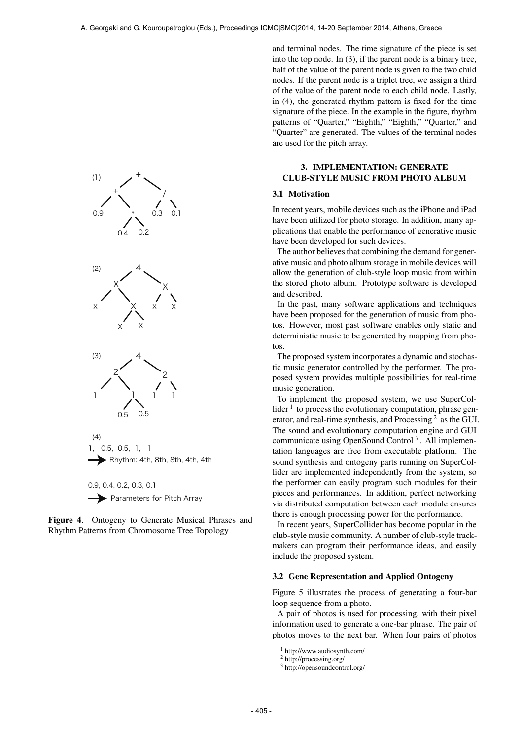and terminal nodes. The time signature of the piece is set into the top node. In (3), if the parent node is a binary tree, half of the value of the parent node is given to the two child nodes. If the parent node is a triplet tree, we assign a third of the value of the parent node to each child node. Lastly, in (4), the generated rhythm pattern is fixed for the time signature of the piece. In the example in the figure, rhythm patterns of "Quarter," "Eighth," "Eighth," "Quarter," and "Quarter" are generated. The values of the terminal nodes are used for the pitch array.

(1)

(2)

(3)

(4)
1, 0.5, 0.5, 1, 1
→ Rhythm: 4th, 8th, 8th, 4th, 4th

0.9, 0.4, 0.2, 0.3, 0.1
→ Parameters for Pitch Array

**Figure 4**. Ontogeny to Generate Musical Phrases and Rhythm Patterns from Chromosome Tree Topology

## 3. IMPLEMENTATION: GENERATE CLUB-STYLE MUSIC FROM PHOTO ALBUM

### 3.1 Motivation

In recent years, mobile devices such as the iPhone and iPad have been utilized for photo storage. In addition, many applications that enable the performance of generative music have been developed for such devices.

The author believes that combining the demand for generative music and photo album storage in mobile devices will allow the generation of club-style loop music from within the stored photo album. Prototype software is developed and described.

In the past, many software applications and techniques have been proposed for the generation of music from photos. However, most past software enables only static and deterministic music to be generated by mapping from photos.

The proposed system incorporates a dynamic and stochastic music generator controlled by the performer. The proposed system provides multiple possibilities for real-time music generation.

To implement the proposed system, we use SuperCollider [1] to process the evolutionary computation, phrase generator, and real-time synthesis, and Processing [2] as the GUI. The sound and evolutionary computation engine and GUI communicate using OpenSound Control [3]. All implementation languages are free from executable platform. The sound synthesis and ontogeny parts running on SuperCollider are implemented independently from the system, so the performer can easily program such modules for their pieces and performances. In addition, perfect networking via distributed computation between each module ensures there is enough processing power for the performance.

In recent years, SuperCollider has become popular in the club-style music community. A number of club-style trackmakers can program their performance ideas, and easily include the proposed system.

### 3.2 Gene Representation and Applied Ontogeny

Figure 5 illustrates the process of generating a four-bar loop sequence from a photo.

A pair of photos is used for processing, with their pixel information used to generate a one-bar phrase. The pair of photos moves to the next bar. When four pairs of photos

[1] http://www.audiosynth.com/
[2] http://processing.org/
[3] http://opensoundcontrol.org/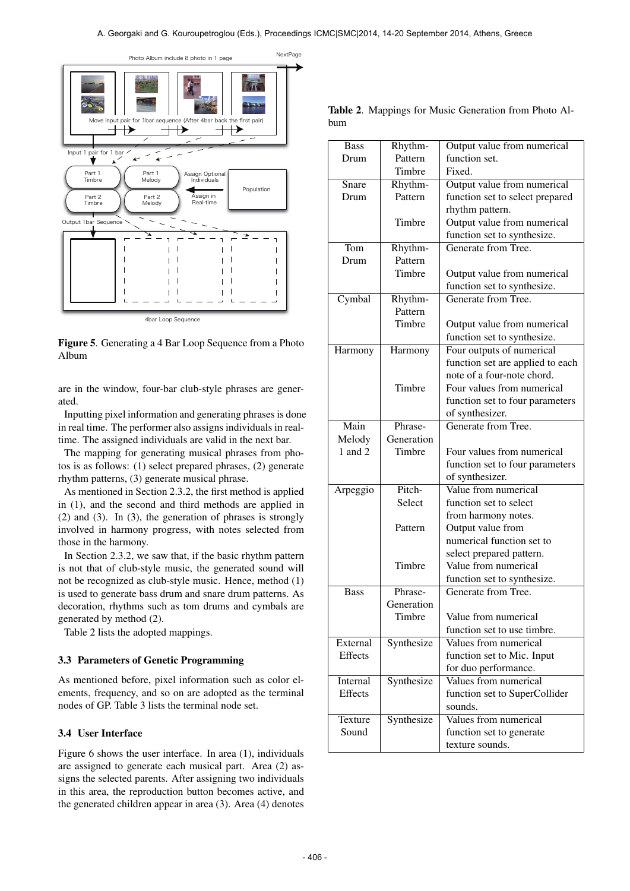Figure 5. Generating a 4 Bar Loop Sequence from a Photo Album

are in the window, four-bar club-style phrases are generated.

Inputting pixel information and generating phrases is done in real time. The performer also assigns individuals in real-time. The assigned individuals are valid in the next bar.

The mapping for generating musical phrases from photos is as follows: (1) select prepared phrases, (2) generate rhythm patterns, (3) generate musical phrase.

As mentioned in Section 2.3.2, the first method is applied in (1), and the second and third methods are applied in (2) and (3). In (3), the generation of phrases is strongly involved in harmony progress, with notes selected from those in the harmony.

In Section 2.3.2, we saw that, if the basic rhythm pattern is not that of club-style music, the generated sound will not be recognized as club-style music. Hence, method (1) is used to generate bass drum and snare drum patterns. As decoration, rhythms such as tom drums and cymbals are generated by method (2).

Table 2 lists the adopted mappings.

### 3.3 Parameters of Genetic Programming

As mentioned before, pixel information such as color elements, frequency, and so on are adopted as the terminal nodes of GP. Table 3 lists the terminal node set.

### 3.4 User Interface

Figure 6 shows the user interface. In area (1), individuals are assigned to generate each musical part. Area (2) assigns the selected parents. After assigning two individuals in this area, the reproduction button becomes active, and the generated children appear in area (3). Area (4) denotes

**Table 2**. Mappings for Music Generation from Photo Album

| Part | Element | Mapping |
|---|---|---|
| Bass Drum | Rhythm-Pattern | Output value from numerical function set. |
| | Timbre | Fixed. |
| Snare Drum | Rhythm-Pattern | Output value from numerical function set to select prepared rhythm pattern. |
| | Timbre | Output value from numerical function set to synthesize. |
| Tom Drum | Rhythm-Pattern | Generate from Tree. |
| | Timbre | Output value from numerical function set to synthesize. |
| Cymbal | Rhythm-Pattern | Generate from Tree. |
| | Timbre | Output value from numerical function set to synthesize. |
| Harmony | Harmony | Four outputs of numerical function set are applied to each note of a four-note chord. |
| | Timbre | Four values from numerical function set to four parameters of synthesizer. |
| Main Melody 1 and 2 | Phrase-Generation | Generate from Tree. |
| | Timbre | Four values from numerical function set to four parameters of synthesizer. |
| Arpeggio | Pitch-Select | Value from numerical function set to select from harmony notes. |
| | Pattern | Output value from numerical function set to select prepared pattern. |
| | Timbre | Value from numerical function set to synthesize. |
| Bass | Phrase-Generation | Generate from Tree. |
| | Timbre | Value from numerical function set to use timbre. |
| External Effects | Synthesize | Values from numerical function set to Mic. Input for duo performance. |
| Internal Effects | Synthesize | Values from numerical function set to SuperCollider sounds. |
| Texture Sound | Synthesize | Values from numerical function set to generate texture sounds. |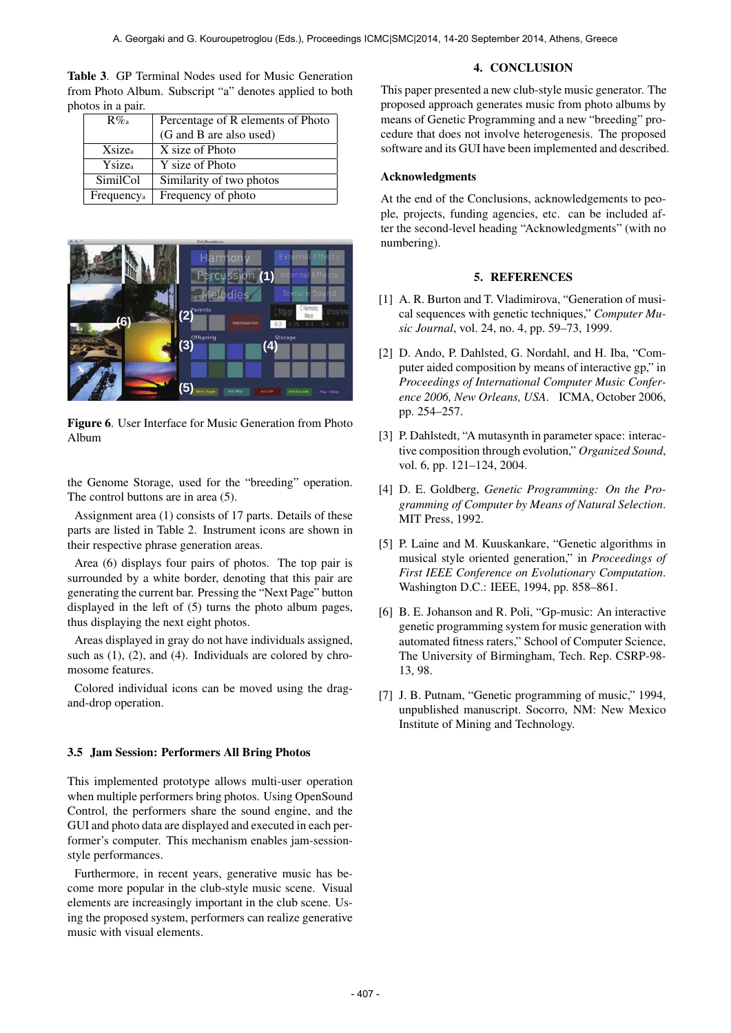**Table 3**. GP Terminal Nodes used for Music Generation from Photo Album. Subscript "a" denotes applied to both photos in a pair.

| | |
|---|---|
| $R\%_a$ | Percentage of R elements of Photo (G and B are also used) |
| $Xsize_a$ | X size of Photo |
| $Ysize_a$ | Y size of Photo |
| SimilCol | Similarity of two photos |
| $Frequency_a$ | Frequency of photo |

**Figure 6**. User Interface for Music Generation from Photo Album

the Genome Storage, used for the "breeding" operation. The control buttons are in area (5).

Assignment area (1) consists of 17 parts. Details of these parts are listed in Table 2. Instrument icons are shown in their respective phrase generation areas.

Area (6) displays four pairs of photos. The top pair is surrounded by a white border, denoting that this pair are generating the current bar. Pressing the "Next Page" button displayed in the left of (5) turns the photo album pages, thus displaying the next eight photos.

Areas displayed in gray do not have individuals assigned, such as (1), (2), and (4). Individuals are colored by chromosome features.

Colored individual icons can be moved using the drag-and-drop operation.

### 3.5 Jam Session: Performers All Bring Photos

This implemented prototype allows multi-user operation when multiple performers bring photos. Using OpenSound Control, the performers share the sound engine, and the GUI and photo data are displayed and executed in each performer's computer. This mechanism enables jam-session-style performances.

Furthermore, in recent years, generative music has become more popular in the club-style music scene. Visual elements are increasingly important in the club scene. Using the proposed system, performers can realize generative music with visual elements.

## 4. CONCLUSION

This paper presented a new club-style music generator. The proposed approach generates music from photo albums by means of Genetic Programming and a new "breeding" procedure that does not involve heterogenesis. The proposed software and its GUI have been implemented and described.

### Acknowledgments

At the end of the Conclusions, acknowledgements to people, projects, funding agencies, etc. can be included after the second-level heading "Acknowledgments" (with no numbering).

## 5. REFERENCES

[1] A. R. Burton and T. Vladimirova, "Generation of musical sequences with genetic techniques," *Computer Music Journal*, vol. 24, no. 4, pp. 59–73, 1999.

[2] D. Ando, P. Dahlsted, G. Nordahl, and H. Iba, "Computer aided composition by means of interactive gp," in *Proceedings of International Computer Music Conference 2006, New Orleans, USA*. ICMA, October 2006, pp. 254–257.

[3] P. Dahlstedt, "A mutasynth in parameter space: interactive composition through evolution," *Organized Sound*, vol. 6, pp. 121–124, 2004.

[4] D. E. Goldberg, *Genetic Programming: On the Programming of Computer by Means of Natural Selection*. MIT Press, 1992.

[5] P. Laine and M. Kuuskankare, "Genetic algorithms in musical style oriented generation," in *Proceedings of First IEEE Conference on Evolutionary Computation*. Washington D.C.: IEEE, 1994, pp. 858–861.

[6] B. E. Johanson and R. Poli, "Gp-music: An interactive genetic programming system for music generation with automated fitness raters," School of Computer Science, The University of Birmingham, Tech. Rep. CSRP-98-13, 98.

[7] J. B. Putnam, "Genetic programming of music," 1994, unpublished manuscript. Socorro, NM: New Mexico Institute of Mining and Technology.